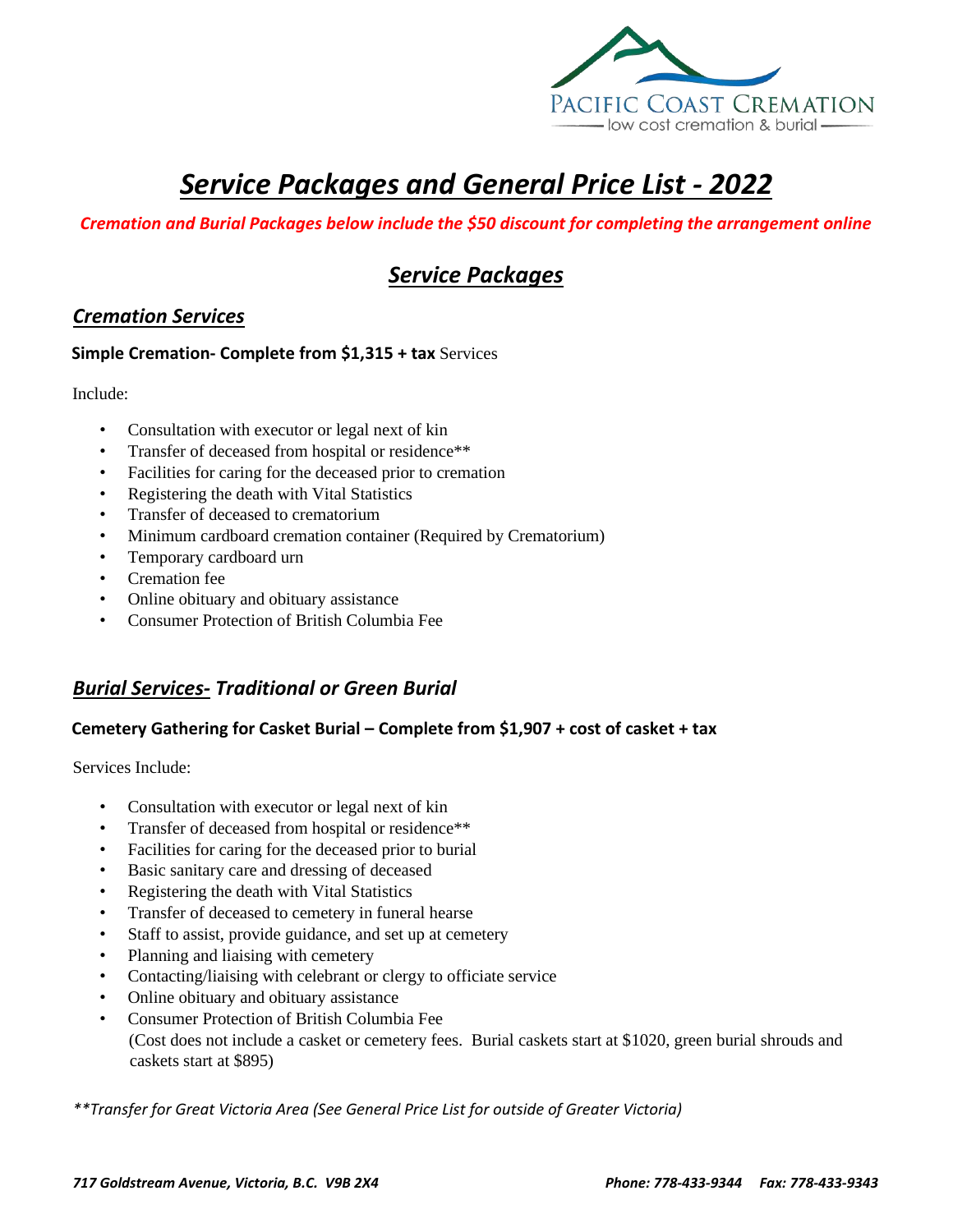PACIFIC COAST CREMATION

low cost cremation & burial

# *Service Packages and General Price List - 2022*

***Cremation and Burial Packages below include the $50 discount for completing the arrangement online***

## *Service Packages*

### *Cremation Services*

**Simple Cremation- Complete from $1,315 + tax** Services

Include:

- Consultation with executor or legal next of kin
- Transfer of deceased from hospital or residence**
- Facilities for caring for the deceased prior to cremation
- Registering the death with Vital Statistics
- Transfer of deceased to crematorium
- Minimum cardboard cremation container (Required by Crematorium)
- Temporary cardboard urn
- Cremation fee
- Online obituary and obituary assistance
- Consumer Protection of British Columbia Fee

### *Burial Services- Traditional or Green Burial*

**Cemetery Gathering for Casket Burial – Complete from $1,907 + cost of casket + tax**

Services Include:

- Consultation with executor or legal next of kin
- Transfer of deceased from hospital or residence**
- Facilities for caring for the deceased prior to burial
- Basic sanitary care and dressing of deceased
- Registering the death with Vital Statistics
- Transfer of deceased to cemetery in funeral hearse
- Staff to assist, provide guidance, and set up at cemetery
- Planning and liaising with cemetery
- Contacting/liaising with celebrant or clergy to officiate service
- Online obituary and obituary assistance
- Consumer Protection of British Columbia Fee
  (Cost does not include a casket or cemetery fees. Burial caskets start at $1020, green burial shrouds and caskets start at $895)

*\*\*Transfer for Great Victoria Area (See General Price List for outside of Greater Victoria)*

*717 Goldstream Avenue, Victoria, B.C. V9B 2X4* *Phone: 778-433-9344 Fax: 778-433-9343*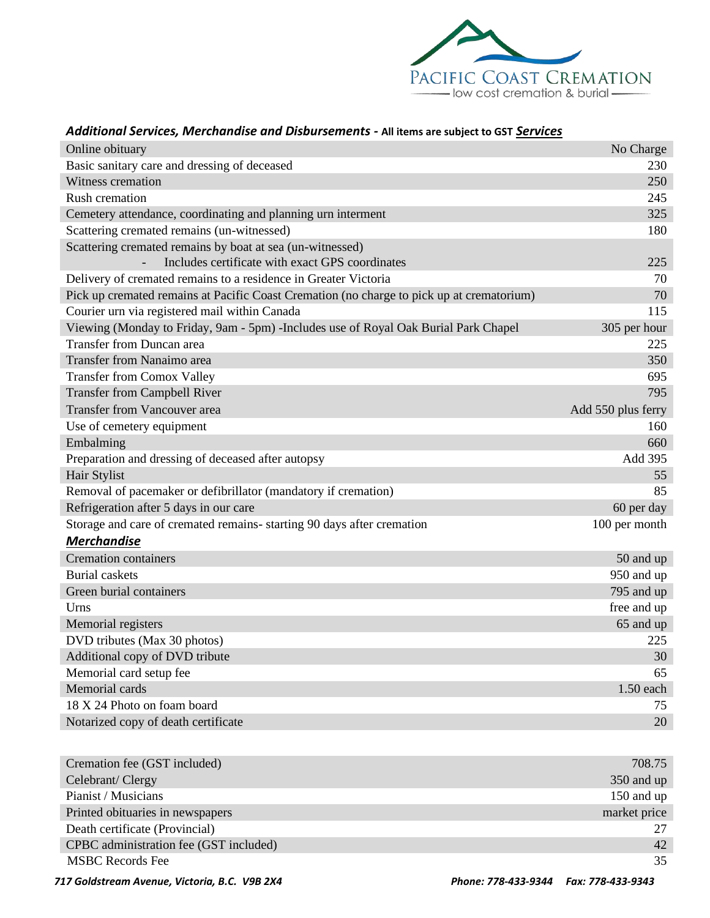PACIFIC COAST CREMATION

low cost cremation & burial

## *Additional Services, Merchandise and Disbursements* - All items are subject to GST

### *Services*

| | |
|---|---|
| Online obituary | No Charge |
| Basic sanitary care and dressing of deceased | 230 |
| Witness cremation | 250 |
| Rush cremation | 245 |
| Cemetery attendance, coordinating and planning urn interment | 325 |
| Scattering cremated remains (un-witnessed) | 180 |
| Scattering cremated remains by boat at sea (un-witnessed) - Includes certificate with exact GPS coordinates | 225 |
| Delivery of cremated remains to a residence in Greater Victoria | 70 |
| Pick up cremated remains at Pacific Coast Cremation (no charge to pick up at crematorium) | 70 |
| Courier urn via registered mail within Canada | 115 |
| Viewing (Monday to Friday, 9am - 5pm) -Includes use of Royal Oak Burial Park Chapel | 305 per hour |
| Transfer from Duncan area | 225 |
| Transfer from Nanaimo area | 350 |
| Transfer from Comox Valley | 695 |
| Transfer from Campbell River | 795 |
| Transfer from Vancouver area | Add 550 plus ferry |
| Use of cemetery equipment | 160 |
| Embalming | 660 |
| Preparation and dressing of deceased after autopsy | Add 395 |
| Hair Stylist | 55 |
| Removal of pacemaker or defibrillator (mandatory if cremation) | 85 |
| Refrigeration after 5 days in our care | 60 per day |
| Storage and care of cremated remains- starting 90 days after cremation | 100 per month |

### *Merchandise*

| | |
|---|---|
| Cremation containers | 50 and up |
| Burial caskets | 950 and up |
| Green burial containers | 795 and up |
| Urns | free and up |
| Memorial registers | 65 and up |
| DVD tributes (Max 30 photos) | 225 |
| Additional copy of DVD tribute | 30 |
| Memorial card setup fee | 65 |
| Memorial cards | 1.50 each |
| 18 X 24 Photo on foam board | 75 |
| Notarized copy of death certificate | 20 |

| | |
|---|---|
| Cremation fee (GST included) | 708.75 |
| Celebrant/ Clergy | 350 and up |
| Pianist / Musicians | 150 and up |
| Printed obituaries in newspapers | market price |
| Death certificate (Provincial) | 27 |
| CPBC administration fee (GST included) | 42 |
| MSBC Records Fee | 35 |

*717 Goldstream Avenue, Victoria, B.C. V9B 2X4* *Phone: 778-433-9344* *Fax: 778-433-9343*